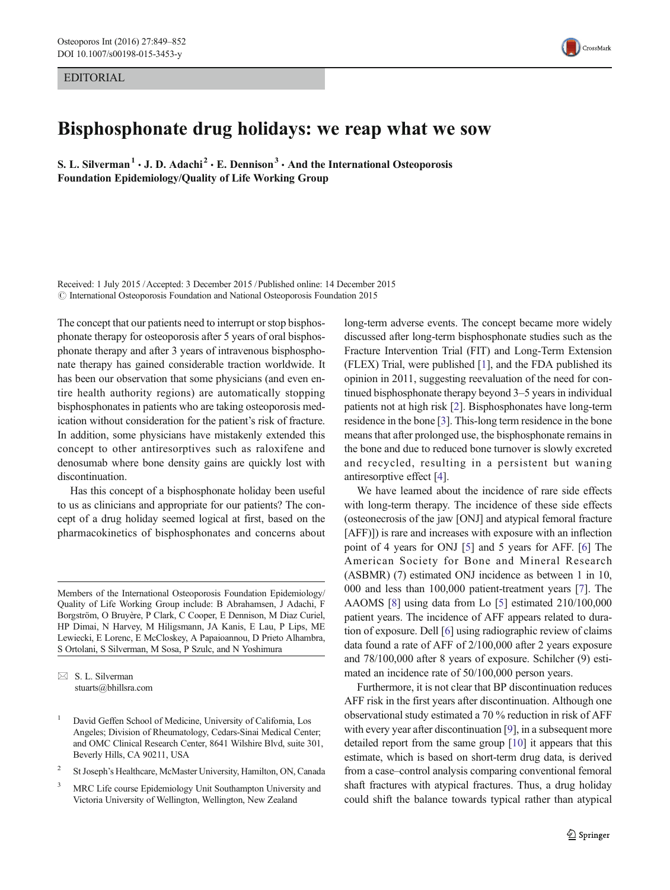EDITORIAL

# Bisphosphonate drug holidays: we reap what we sow

**S. L. Silverman [1] · J. D. Adachi [2] · E. Dennison [3] · And the International Osteoporosis Foundation Epidemiology/Quality of Life Working Group**

Received: 1 July 2015 / Accepted: 3 December 2015 / Published online: 14 December 2015
© International Osteoporosis Foundation and National Osteoporosis Foundation 2015

The concept that our patients need to interrupt or stop bisphosphonate therapy for osteoporosis after 5 years of oral bisphosphonate therapy and after 3 years of intravenous bisphosphonate therapy has gained considerable traction worldwide. It has been our observation that some physicians (and even entire health authority regions) are automatically stopping bisphosphonates in patients who are taking osteoporosis medication without consideration for the patient's risk of fracture. In addition, some physicians have mistakenly extended this concept to other antiresorptives such as raloxifene and denosumab where bone density gains are quickly lost with discontinuation.

Has this concept of a bisphosphonate holiday been useful to us as clinicians and appropriate for our patients? The concept of a drug holiday seemed logical at first, based on the pharmacokinetics of bisphosphonates and concerns about long-term adverse events. The concept became more widely discussed after long-term bisphosphonate studies such as the Fracture Intervention Trial (FIT) and Long-Term Extension (FLEX) Trial, were published [1], and the FDA published its opinion in 2011, suggesting reevaluation of the need for continued bisphosphonate therapy beyond 3–5 years in individual patients not at high risk [2]. Bisphosphonates have long-term residence in the bone [3]. This-long term residence in the bone means that after prolonged use, the bisphosphonate remains in the bone and due to reduced bone turnover is slowly excreted and recycled, resulting in a persistent but waning antiresorptive effect [4].

We have learned about the incidence of rare side effects with long-term therapy. The incidence of these side effects (osteonecrosis of the jaw [ONJ] and atypical femoral fracture [AFF)]) is rare and increases with exposure with an inflection point of 4 years for ONJ [5] and 5 years for AFF. [6] The American Society for Bone and Mineral Research (ASBMR) (7) estimated ONJ incidence as between 1 in 10, 000 and less than 100,000 patient-treatment years [7]. The AAOMS [8] using data from Lo [5] estimated 210/100,000 patient years. The incidence of AFF appears related to duration of exposure. Dell [6] using radiographic review of claims data found a rate of AFF of 2/100,000 after 2 years exposure and 78/100,000 after 8 years of exposure. Schilcher (9) estimated an incidence rate of 50/100,000 person years.

Furthermore, it is not clear that BP discontinuation reduces AFF risk in the first years after discontinuation. Although one observational study estimated a 70 % reduction in risk of AFF with every year after discontinuation [9], in a subsequent more detailed report from the same group [10] it appears that this estimate, which is based on short-term drug data, is derived from a case–control analysis comparing conventional femoral shaft fractures with atypical fractures. Thus, a drug holiday could shift the balance towards typical rather than atypical

---

Members of the International Osteoporosis Foundation Epidemiology/Quality of Life Working Group include: B Abrahamsen, J Adachi, F Borgström, O Bruyère, P Clark, C Cooper, E Dennison, M Diaz Curiel, HP Dimai, N Harvey, M Hiligsmann, JA Kanis, E Lau, P Lips, ME Lewiecki, E Lorenc, E McCloskey, A Papaioannou, D Prieto Alhambra, S Ortolani, S Silverman, M Sosa, P Szulc, and N Yoshimura

✉ S. L. Silverman
stuarts@bhillsra.com

[1] David Geffen School of Medicine, University of California, Los Angeles; Division of Rheumatology, Cedars-Sinai Medical Center; and OMC Clinical Research Center, 8641 Wilshire Blvd, suite 301, Beverly Hills, CA 90211, USA

[2] St Joseph's Healthcare, McMaster University, Hamilton, ON, Canada

[3] MRC Life course Epidemiology Unit Southampton University and Victoria University of Wellington, Wellington, New Zealand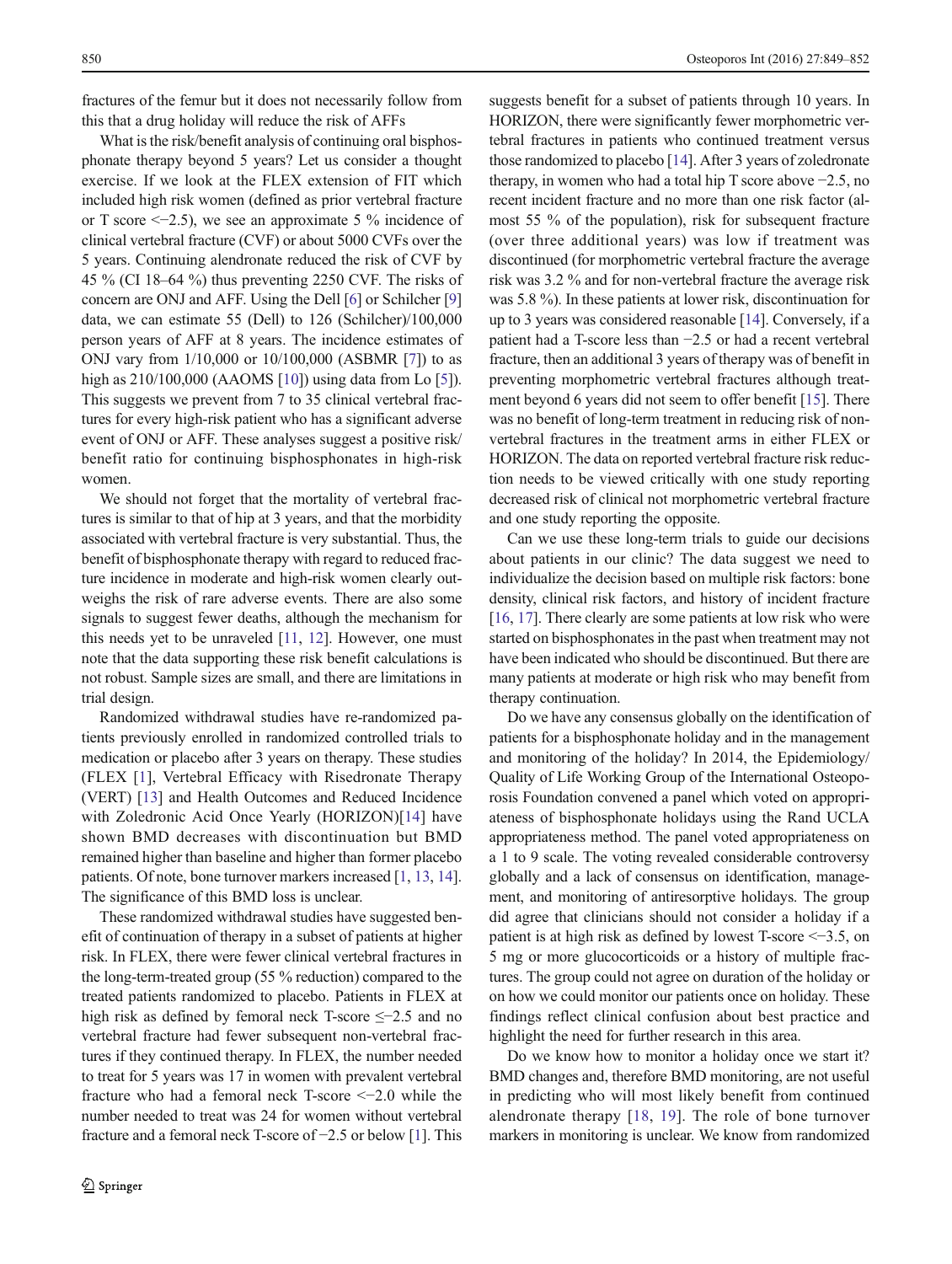fractures of the femur but it does not necessarily follow from this that a drug holiday will reduce the risk of AFFs

What is the risk/benefit analysis of continuing oral bisphosphonate therapy beyond 5 years? Let us consider a thought exercise. If we look at the FLEX extension of FIT which included high risk women (defined as prior vertebral fracture or T score <−2.5), we see an approximate 5 % incidence of clinical vertebral fracture (CVF) or about 5000 CVFs over the 5 years. Continuing alendronate reduced the risk of CVF by 45 % (CI 18–64 %) thus preventing 2250 CVF. The risks of concern are ONJ and AFF. Using the Dell [6] or Schilcher [9] data, we can estimate 55 (Dell) to 126 (Schilcher)/100,000 person years of AFF at 8 years. The incidence estimates of ONJ vary from 1/10,000 or 10/100,000 (ASBMR [7]) to as high as 210/100,000 (AAOMS [10]) using data from Lo [5]). This suggests we prevent from 7 to 35 clinical vertebral fractures for every high-risk patient who has a significant adverse event of ONJ or AFF. These analyses suggest a positive risk/benefit ratio for continuing bisphosphonates in high-risk women.

We should not forget that the mortality of vertebral fractures is similar to that of hip at 3 years, and that the morbidity associated with vertebral fracture is very substantial. Thus, the benefit of bisphosphonate therapy with regard to reduced fracture incidence in moderate and high-risk women clearly outweighs the risk of rare adverse events. There are also some signals to suggest fewer deaths, although the mechanism for this needs yet to be unraveled [11, 12]. However, one must note that the data supporting these risk benefit calculations is not robust. Sample sizes are small, and there are limitations in trial design.

Randomized withdrawal studies have re-randomized patients previously enrolled in randomized controlled trials to medication or placebo after 3 years on therapy. These studies (FLEX [1], Vertebral Efficacy with Risedronate Therapy (VERT) [13] and Health Outcomes and Reduced Incidence with Zoledronic Acid Once Yearly (HORIZON)[14] have shown BMD decreases with discontinuation but BMD remained higher than baseline and higher than former placebo patients. Of note, bone turnover markers increased [1, 13, 14]. The significance of this BMD loss is unclear.

These randomized withdrawal studies have suggested benefit of continuation of therapy in a subset of patients at higher risk. In FLEX, there were fewer clinical vertebral fractures in the long-term-treated group (55 % reduction) compared to the treated patients randomized to placebo. Patients in FLEX at high risk as defined by femoral neck T-score ≤−2.5 and no vertebral fracture had fewer subsequent non-vertebral fractures if they continued therapy. In FLEX, the number needed to treat for 5 years was 17 in women with prevalent vertebral fracture who had a femoral neck T-score <−2.0 while the number needed to treat was 24 for women without vertebral fracture and a femoral neck T-score of −2.5 or below [1]. This suggests benefit for a subset of patients through 10 years. In HORIZON, there were significantly fewer morphometric vertebral fractures in patients who continued treatment versus those randomized to placebo [14]. After 3 years of zoledronate therapy, in women who had a total hip T score above −2.5, no recent incident fracture and no more than one risk factor (almost 55 % of the population), risk for subsequent fracture (over three additional years) was low if treatment was discontinued (for morphometric vertebral fracture the average risk was 3.2 % and for non-vertebral fracture the average risk was 5.8 %). In these patients at lower risk, discontinuation for up to 3 years was considered reasonable [14]. Conversely, if a patient had a T-score less than −2.5 or had a recent vertebral fracture, then an additional 3 years of therapy was of benefit in preventing morphometric vertebral fractures although treatment beyond 6 years did not seem to offer benefit [15]. There was no benefit of long-term treatment in reducing risk of non-vertebral fractures in the treatment arms in either FLEX or HORIZON. The data on reported vertebral fracture risk reduction needs to be viewed critically with one study reporting decreased risk of clinical not morphometric vertebral fracture and one study reporting the opposite.

Can we use these long-term trials to guide our decisions about patients in our clinic? The data suggest we need to individualize the decision based on multiple risk factors: bone density, clinical risk factors, and history of incident fracture [16, 17]. There clearly are some patients at low risk who were started on bisphosphonates in the past when treatment may not have been indicated who should be discontinued. But there are many patients at moderate or high risk who may benefit from therapy continuation.

Do we have any consensus globally on the identification of patients for a bisphosphonate holiday and in the management and monitoring of the holiday? In 2014, the Epidemiology/Quality of Life Working Group of the International Osteoporosis Foundation convened a panel which voted on appropriateness of bisphosphonate holidays using the Rand UCLA appropriateness method. The panel voted appropriateness on a 1 to 9 scale. The voting revealed considerable controversy globally and a lack of consensus on identification, management, and monitoring of antiresorptive holidays. The group did agree that clinicians should not consider a holiday if a patient is at high risk as defined by lowest T-score <−3.5, on 5 mg or more glucocorticoids or a history of multiple fractures. The group could not agree on duration of the holiday or on how we could monitor our patients once on holiday. These findings reflect clinical confusion about best practice and highlight the need for further research in this area.

Do we know how to monitor a holiday once we start it? BMD changes and, therefore BMD monitoring, are not useful in predicting who will most likely benefit from continued alendronate therapy [18, 19]. The role of bone turnover markers in monitoring is unclear. We know from randomized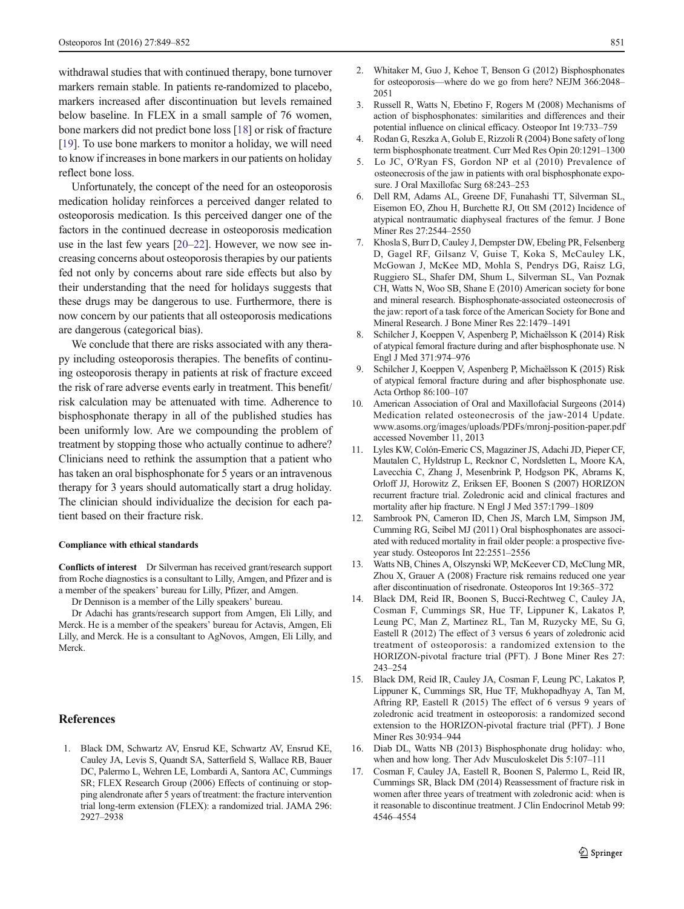withdrawal studies that with continued therapy, bone turnover markers remain stable. In patients re-randomized to placebo, markers increased after discontinuation but levels remained below baseline. In FLEX in a small sample of 76 women, bone markers did not predict bone loss [18] or risk of fracture [19]. To use bone markers to monitor a holiday, we will need to know if increases in bone markers in our patients on holiday reflect bone loss.

Unfortunately, the concept of the need for an osteoporosis medication holiday reinforces a perceived danger related to osteoporosis medication. Is this perceived danger one of the factors in the continued decrease in osteoporosis medication use in the last few years [20–22]. However, we now see increasing concerns about osteoporosis therapies by our patients fed not only by concerns about rare side effects but also by their understanding that the need for holidays suggests that these drugs may be dangerous to use. Furthermore, there is now concern by our patients that all osteoporosis medications are dangerous (categorical bias).

We conclude that there are risks associated with any therapy including osteoporosis therapies. The benefits of continuing osteoporosis therapy in patients at risk of fracture exceed the risk of rare adverse events early in treatment. This benefit/risk calculation may be attenuated with time. Adherence to bisphosphonate therapy in all of the published studies has been uniformly low. Are we compounding the problem of treatment by stopping those who actually continue to adhere? Clinicians need to rethink the assumption that a patient who has taken an oral bisphosphonate for 5 years or an intravenous therapy for 3 years should automatically start a drug holiday. The clinician should individualize the decision for each patient based on their fracture risk.

#### Compliance with ethical standards

**Conflicts of interest** Dr Silverman has received grant/research support from Roche diagnostics is a consultant to Lilly, Amgen, and Pfizer and is a member of the speakers' bureau for Lilly, Pfizer, and Amgen.

Dr Dennison is a member of the Lilly speakers' bureau.

Dr Adachi has grants/research support from Amgen, Eli Lilly, and Merck. He is a member of the speakers' bureau for Actavis, Amgen, Eli Lilly, and Merck. He is a consultant to AgNovos, Amgen, Eli Lilly, and Merck.

## References

1. Black DM, Schwartz AV, Ensrud KE, Schwartz AV, Ensrud KE, Cauley JA, Levis S, Quandt SA, Satterfield S, Wallace RB, Bauer DC, Palermo L, Wehren LE, Lombardi A, Santora AC, Cummings SR; FLEX Research Group (2006) Effects of continuing or stopping alendronate after 5 years of treatment: the fracture intervention trial long-term extension (FLEX): a randomized trial. JAMA 296: 2927–2938
2. Whitaker M, Guo J, Kehoe T, Benson G (2012) Bisphosphonates for osteoporosis—where do we go from here? NEJM 366:2048–2051
3. Russell R, Watts N, Ebetino F, Rogers M (2008) Mechanisms of action of bisphosphonates: similarities and differences and their potential influence on clinical efficacy. Osteopor Int 19:733–759
4. Rodan G, Reszka A, Golub E, Rizzoli R (2004) Bone safety of long term bisphosphonate treatment. Curr Med Res Opin 20:1291–1300
5. Lo JC, O'Ryan FS, Gordon NP et al (2010) Prevalence of osteonecrosis of the jaw in patients with oral bisphosphonate exposure. J Oral Maxillofac Surg 68:243–253
6. Dell RM, Adams AL, Greene DF, Funahashi TT, Silverman SL, Eisemon EO, Zhou H, Burchette RJ, Ott SM (2012) Incidence of atypical nontraumatic diaphyseal fractures of the femur. J Bone Miner Res 27:2544–2550
7. Khosla S, Burr D, Cauley J, Dempster DW, Ebeling PR, Felsenberg D, Gagel RF, Gilsanz V, Guise T, Koka S, McCauley LK, McGowan J, McKee MD, Mohla S, Pendrys DG, Raisz LG, Ruggiero SL, Shafer DM, Shum L, Silverman SL, Van Poznak CH, Watts N, Woo SB, Shane E (2010) American society for bone and mineral research. Bisphosphonate-associated osteonecrosis of the jaw: report of a task force of the American Society for Bone and Mineral Research. J Bone Miner Res 22:1479–1491
8. Schilcher J, Koeppen V, Aspenberg P, Michaëlsson K (2014) Risk of atypical femoral fracture during and after bisphosphonate use. N Engl J Med 371:974–976
9. Schilcher J, Koeppen V, Aspenberg P, Michaëlsson K (2015) Risk of atypical femoral fracture during and after bisphosphonate use. Acta Orthop 86:100–107
10. American Association of Oral and Maxillofacial Surgeons (2014) Medication related osteonecrosis of the jaw-2014 Update. www.asoms.org/images/uploads/PDFs/mronj-position-paper.pdf accessed November 11, 2013
11. Lyles KW, Colón-Emeric CS, Magaziner JS, Adachi JD, Pieper CF, Mautalen C, Hyldstrup L, Recknor C, Nordsletten L, Moore KA, Lavecchia C, Zhang J, Mesenbrink P, Hodgson PK, Abrams K, Orloff JJ, Horowitz Z, Eriksen EF, Boonen S (2007) HORIZON recurrent fracture trial. Zoledronic acid and clinical fractures and mortality after hip fracture. N Engl J Med 357:1799–1809
12. Sambrook PN, Cameron ID, Chen JS, March LM, Simpson JM, Cumming RG, Seibel MJ (2011) Oral bisphosphonates are associated with reduced mortality in frail older people: a prospective five-year study. Osteoporos Int 22:2551–2556
13. Watts NB, Chines A, Olszynski WP, McKeever CD, McClung MR, Zhou X, Grauer A (2008) Fracture risk remains reduced one year after discontinuation of risedronate. Osteoporos Int 19:365–372
14. Black DM, Reid IR, Boonen S, Bucci-Rechtweg C, Cauley JA, Cosman F, Cummings SR, Hue TF, Lippuner K, Lakatos P, Leung PC, Man Z, Martinez RL, Tan M, Ruzycky ME, Su G, Eastell R (2012) The effect of 3 versus 6 years of zoledronic acid treatment of osteoporosis: a randomized extension to the HORIZON-pivotal fracture trial (PFT). J Bone Miner Res 27: 243–254
15. Black DM, Reid IR, Cauley JA, Cosman F, Leung PC, Lakatos P, Lippuner K, Cummings SR, Hue TF, Mukhopadhyay A, Tan M, Aftring RP, Eastell R (2015) The effect of 6 versus 9 years of zoledronic acid treatment in osteoporosis: a randomized second extension to the HORIZON-pivotal fracture trial (PFT). J Bone Miner Res 30:934–944
16. Diab DL, Watts NB (2013) Bisphosphonate drug holiday: who, when and how long. Ther Adv Musculoskelet Dis 5:107–111
17. Cosman F, Cauley JA, Eastell R, Boonen S, Palermo L, Reid IR, Cummings SR, Black DM (2014) Reassessment of fracture risk in women after three years of treatment with zoledronic acid: when is it reasonable to discontinue treatment. J Clin Endocrinol Metab 99: 4546–4554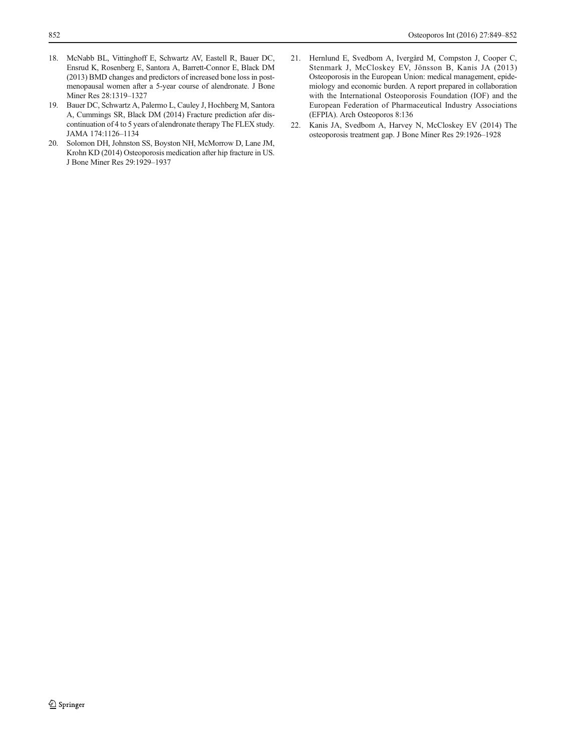18. McNabb BL, Vittinghoff E, Schwartz AV, Eastell R, Bauer DC, Ensrud K, Rosenberg E, Santora A, Barrett-Connor E, Black DM (2013) BMD changes and predictors of increased bone loss in postmenopausal women after a 5-year course of alendronate. J Bone Miner Res 28:1319–1327
19. Bauer DC, Schwartz A, Palermo L, Cauley J, Hochberg M, Santora A, Cummings SR, Black DM (2014) Fracture prediction afer discontinuation of 4 to 5 years of alendronate therapy The FLEX study. JAMA 174:1126–1134
20. Solomon DH, Johnston SS, Boyston NH, McMorrow D, Lane JM, Krohn KD (2014) Osteoporosis medication after hip fracture in US. J Bone Miner Res 29:1929–1937
21. Hernlund E, Svedbom A, Ivergård M, Compston J, Cooper C, Stenmark J, McCloskey EV, Jönsson B, Kanis JA (2013) Osteoporosis in the European Union: medical management, epidemiology and economic burden. A report prepared in collaboration with the International Osteoporosis Foundation (IOF) and the European Federation of Pharmaceutical Industry Associations (EFPIA). Arch Osteoporos 8:136
22. Kanis JA, Svedbom A, Harvey N, McCloskey EV (2014) The osteoporosis treatment gap. J Bone Miner Res 29:1926–1928